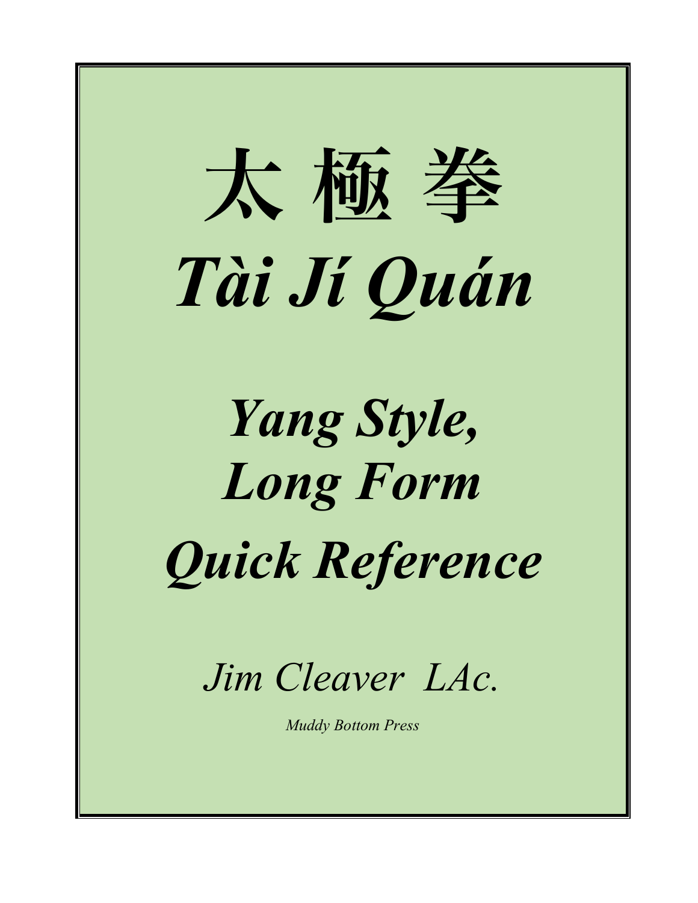# 太 極 拳

# *Tài Jí Quán*

## *Yang Style, Long Form Quick Reference*

*Jim Cleaver LAc.*

*Muddy Bottom Press*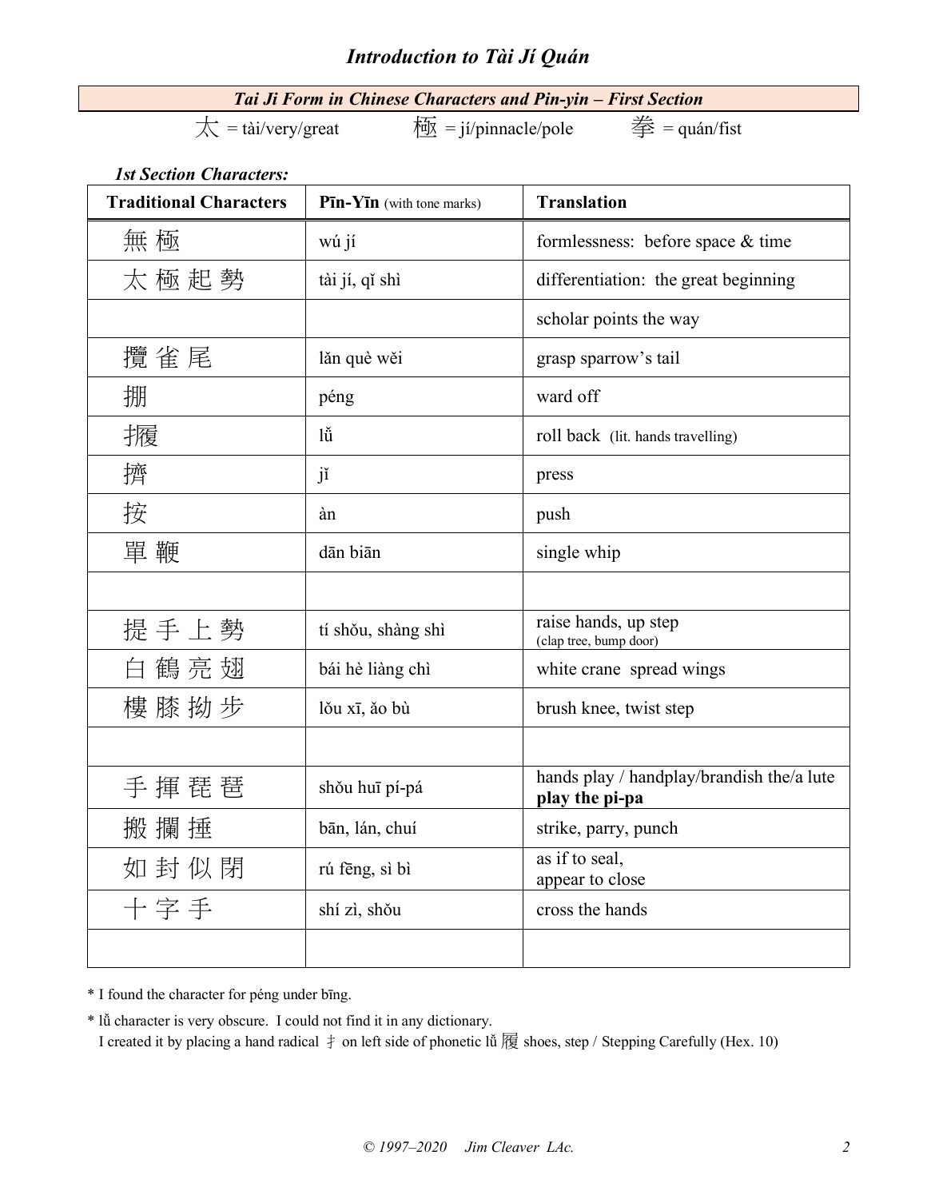# Introduction to Tài Jí Quán

## Tai Ji Form in Chinese Characters and Pin-yin – First Section

太 = tài/very/great  極 = jí/pinnacle/pole  拳 = quán/fist

***1st Section Characters:***

| Traditional Characters | Pīn-Yīn (with tone marks) | Translation |
|---|---|---|
| 無 極 | wú jí | formlessness: before space & time |
| 太 極 起 勢 | tài jí, qǐ shì | differentiation: the great beginning |
| | | scholar points the way |
| 攬 雀 尾 | lǎn què wěi | grasp sparrow's tail |
| 掤 | péng | ward off |
| 攦 | lǚ | roll back (lit. hands travelling) |
| 擠 | jǐ | press |
| 按 | àn | push |
| 單 鞭 | dān biān | single whip |
| | | |
| 提 手 上 勢 | tí shǒu, shàng shì | raise hands, up step (clap tree, bump door) |
| 白 鶴 亮 翅 | bái hè liàng chì | white crane spread wings |
| 樓 膝 拗 步 | lǒu xī, ǎo bù | brush knee, twist step |
| | | |
| 手 揮 琵 琶 | shǒu huī pí-pá | hands play / handplay/brandish the/a lute **play the pi-pa** |
| 搬 攔 捶 | bān, lán, chuí | strike, parry, punch |
| 如 封 似 閉 | rú fēng, sì bì | as if to seal, appear to close |
| 十 字 手 | shí zì, shǒu | cross the hands |
| | | |

* I found the character for péng under bīng.

* lǚ character is very obscure. I could not find it in any dictionary.
  I created it by placing a hand radical 扌 on left side of phonetic lǚ 履 shoes, step / Stepping Carefully (Hex. 10)

© 1997–2020 Jim Cleaver LAc.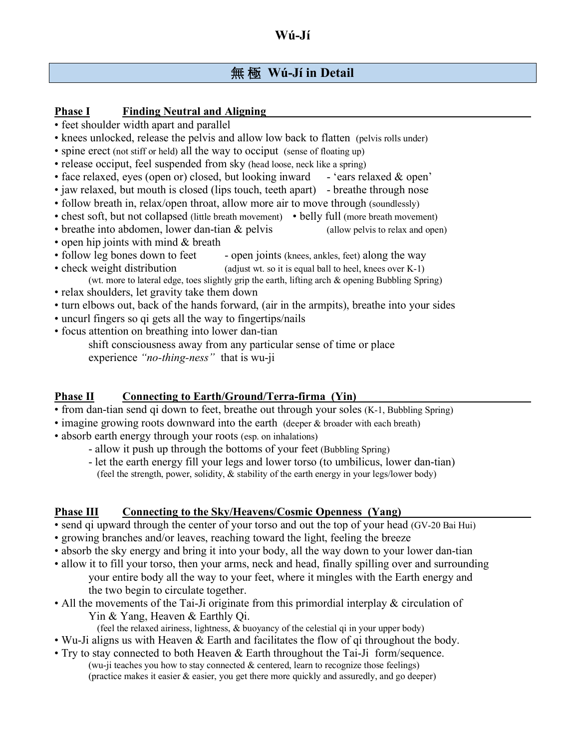## 無 極 Wú-Jí in Detail

### Phase I Finding Neutral and Aligning

- feet shoulder width apart and parallel
- knees unlocked, release the pelvis and allow low back to flatten (pelvis rolls under)
- spine erect (not stiff or held) all the way to occiput (sense of floating up)
- release occiput, feel suspended from sky (head loose, neck like a spring)
- face relaxed, eyes (open or) closed, but looking inward - 'ears relaxed & open'
- jaw relaxed, but mouth is closed (lips touch, teeth apart) - breathe through nose
- follow breath in, relax/open throat, allow more air to move through (soundlessly)
- chest soft, but not collapsed (little breath movement) • belly full (more breath movement)
- breathe into abdomen, lower dan-tian & pelvis (allow pelvis to relax and open)
- open hip joints with mind & breath
- follow leg bones down to feet - open joints (knees, ankles, feet) along the way
- check weight distribution (adjust wt. so it is equal ball to heel, knees over K-1)
  (wt. more to lateral edge, toes slightly grip the earth, lifting arch & opening Bubbling Spring)
- relax shoulders, let gravity take them down
- turn elbows out, back of the hands forward, (air in the armpits), breathe into your sides
- uncurl fingers so qi gets all the way to fingertips/nails
- focus attention on breathing into lower dan-tian
  shift consciousness away from any particular sense of time or place
  experience *"no-thing-ness"* that is wu-ji

### Phase II Connecting to Earth/Ground/Terra-firma (Yin)

- from dan-tian send qi down to feet, breathe out through your soles (K-1, Bubbling Spring)
- imagine growing roots downward into the earth (deeper & broader with each breath)
- absorb earth energy through your roots (esp. on inhalations)
  - allow it push up through the bottoms of your feet (Bubbling Spring)
  - let the earth energy fill your legs and lower torso (to umbilicus, lower dan-tian)
    (feel the strength, power, solidity, & stability of the earth energy in your legs/lower body)

### Phase III Connecting to the Sky/Heavens/Cosmic Openness (Yang)

- send qi upward through the center of your torso and out the top of your head (GV-20 Bai Hui)
- growing branches and/or leaves, reaching toward the light, feeling the breeze
- absorb the sky energy and bring it into your body, all the way down to your lower dan-tian
- allow it to fill your torso, then your arms, neck and head, finally spilling over and surrounding your entire body all the way to your feet, where it mingles with the Earth energy and the two begin to circulate together.
- All the movements of the Tai-Ji originate from this primordial interplay & circulation of Yin & Yang, Heaven & Earthly Qi.
  (feel the relaxed airiness, lightness, & buoyancy of the celestial qi in your upper body)
- Wu-Ji aligns us with Heaven & Earth and facilitates the flow of qi throughout the body.
- Try to stay connected to both Heaven & Earth throughout the Tai-Ji form/sequence.
  (wu-ji teaches you how to stay connected & centered, learn to recognize those feelings)
  (practice makes it easier & easier, you get there more quickly and assuredly, and go deeper)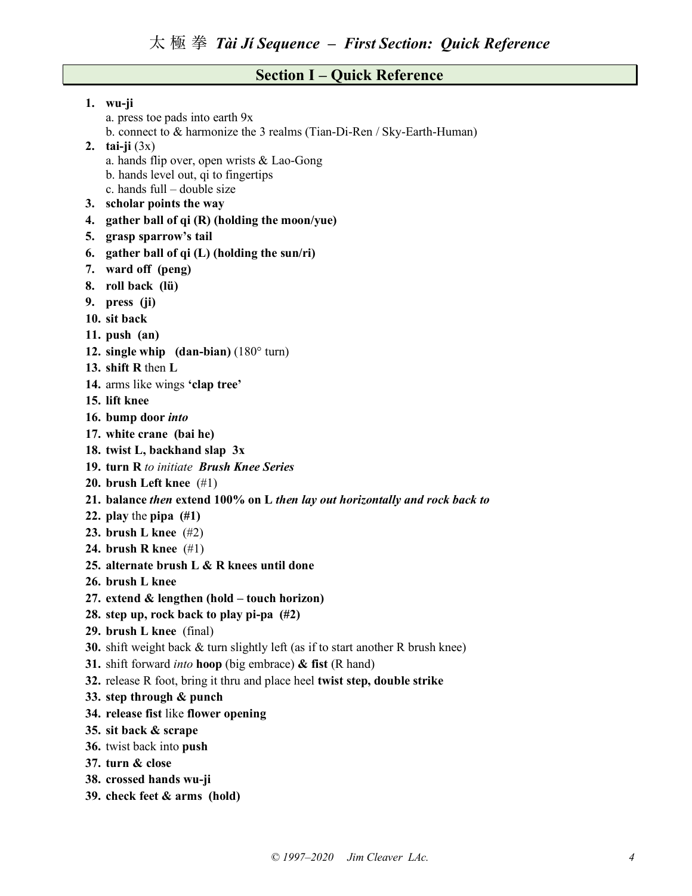# 太 極 拳 *Tài Jí Sequence – First Section: Quick Reference*

## Section I – Quick Reference

1. **wu-ji**
   a. press toe pads into earth 9x
   b. connect to & harmonize the 3 realms (Tian-Di-Ren / Sky-Earth-Human)
2. **tai-ji** (3x)
   a. hands flip over, open wrists & Lao-Gong
   b. hands level out, qi to fingertips
   c. hands full – double size
3. **scholar points the way**
4. **gather ball of qi (R) (holding the moon/yue)**
5. **grasp sparrow's tail**
6. **gather ball of qi (L) (holding the sun/ri)**
7. **ward off (peng)**
8. **roll back (lü)**
9. **press (ji)**
10. **sit back**
11. **push (an)**
12. **single whip (dan-bian)** (180° turn)
13. **shift R** then **L**
14. arms like wings **'clap tree'**
15. **lift knee**
16. **bump door** ***into***
17. **white crane (bai he)**
18. **twist L, backhand slap 3x**
19. **turn R** *to initiate* ***Brush Knee Series***
20. **brush Left knee** (#1)
21. **balance** ***then*** **extend 100% on L** ***then lay out horizontally and rock back to***
22. **play** the **pipa (#1)**
23. **brush L knee** (#2)
24. **brush R knee** (#1)
25. **alternate brush L & R knees until done**
26. **brush L knee**
27. **extend & lengthen (hold – touch horizon)**
28. **step up, rock back to play pi-pa (#2)**
29. **brush L knee** (final)
30. shift weight back & turn slightly left (as if to start another R brush knee)
31. shift forward *into* **hoop** (big embrace) **& fist** (R hand)
32. release R foot, bring it thru and place heel **twist step, double strike**
33. **step through & punch**
34. **release fist** like **flower opening**
35. **sit back & scrape**
36. twist back into **push**
37. **turn & close**
38. **crossed hands wu-ji**
39. **check feet & arms (hold)**

*© 1997–2020 Jim Cleaver LAc.*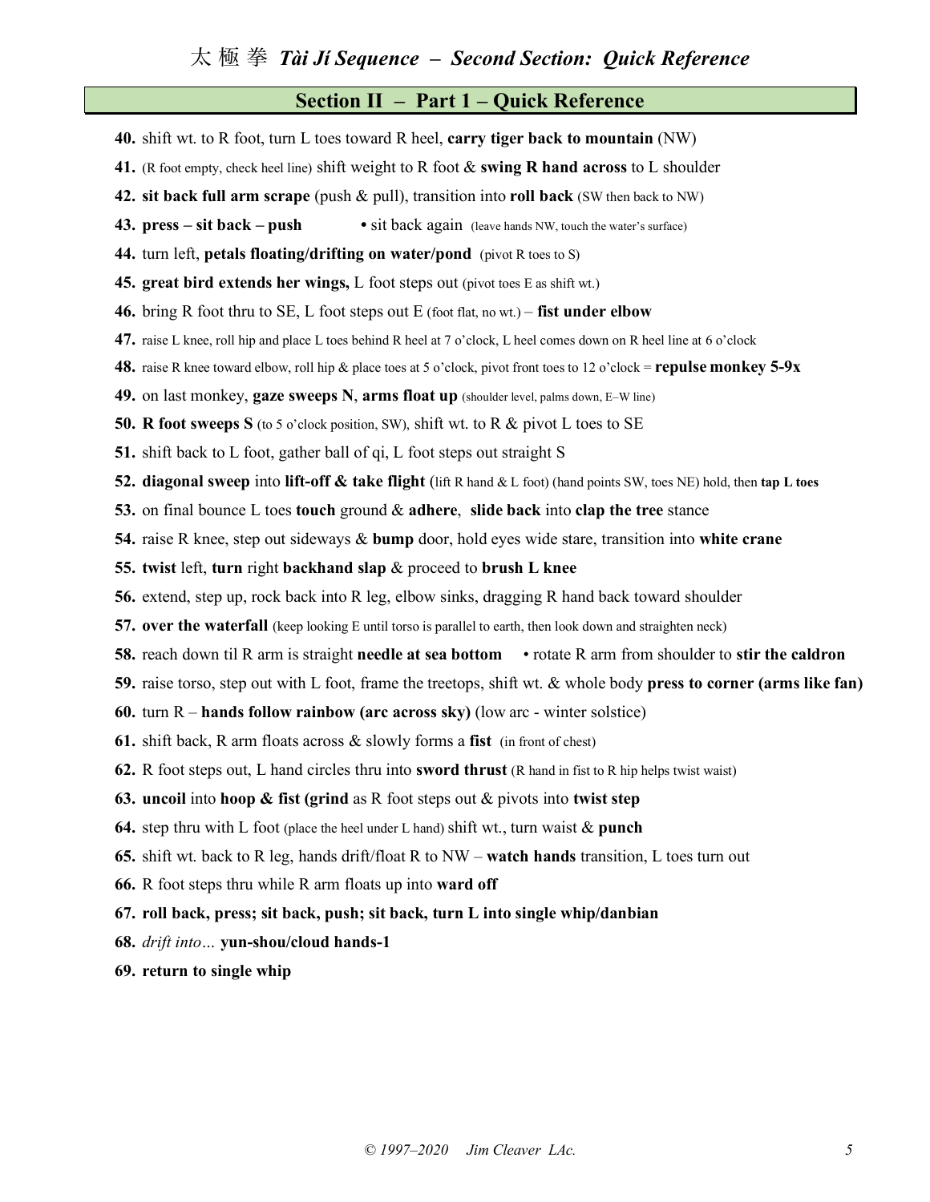# 太 極 拳 *Tài Jí Sequence – Second Section: Quick Reference*

## Section II – Part 1 – Quick Reference

**40.** shift wt. to R foot, turn L toes toward R heel, **carry tiger back to mountain** (NW)

**41.** (R foot empty, check heel line) shift weight to R foot & **swing R hand across** to L shoulder

**42.** **sit back full arm scrape** (push & pull), transition into **roll back** (SW then back to NW)

**43.** **press – sit back – push** • sit back again (leave hands NW, touch the water's surface)

**44.** turn left, **petals floating/drifting on water/pond** (pivot R toes to S)

**45.** **great bird extends her wings,** L foot steps out (pivot toes E as shift wt.)

**46.** bring R foot thru to SE, L foot steps out E (foot flat, no wt.) – **fist under elbow**

**47.** raise L knee, roll hip and place L toes behind R heel at 7 o'clock, L heel comes down on R heel line at 6 o'clock

**48.** raise R knee toward elbow, roll hip & place toes at 5 o'clock, pivot front toes to 12 o'clock = **repulse monkey 5-9x**

**49.** on last monkey, **gaze sweeps N**, **arms float up** (shoulder level, palms down, E–W line)

**50.** **R foot sweeps S** (to 5 o'clock position, SW), shift wt. to R & pivot L toes to SE

**51.** shift back to L foot, gather ball of qi, L foot steps out straight S

**52.** **diagonal sweep** into **lift-off & take flight** (lift R hand & L foot) (hand points SW, toes NE) hold, then **tap L toes**

**53.** on final bounce L toes **touch** ground & **adhere**, **slide back** into **clap the tree** stance

**54.** raise R knee, step out sideways & **bump** door, hold eyes wide stare, transition into **white crane**

**55.** **twist** left, **turn** right **backhand slap** & proceed to **brush L knee**

**56.** extend, step up, rock back into R leg, elbow sinks, dragging R hand back toward shoulder

**57.** **over the waterfall** (keep looking E until torso is parallel to earth, then look down and straighten neck)

**58.** reach down til R arm is straight **needle at sea bottom** • rotate R arm from shoulder to **stir the caldron**

**59.** raise torso, step out with L foot, frame the treetops, shift wt. & whole body **press to corner (arms like fan)**

**60.** turn R – **hands follow rainbow (arc across sky)** (low arc - winter solstice)

**61.** shift back, R arm floats across & slowly forms a **fist** (in front of chest)

**62.** R foot steps out, L hand circles thru into **sword thrust** (R hand in fist to R hip helps twist waist)

**63.** **uncoil** into **hoop & fist (grind** as R foot steps out & pivots into **twist step**

**64.** step thru with L foot (place the heel under L hand) shift wt., turn waist & **punch**

**65.** shift wt. back to R leg, hands drift/float R to NW – **watch hands** transition, L toes turn out

**66.** R foot steps thru while R arm floats up into **ward off**

**67.** **roll back, press; sit back, push; sit back, turn L into single whip/danbian**

**68.** *drift into…* **yun-shou/cloud hands-1**

**69.** **return to single whip**

*© 1997–2020 Jim Cleaver LAc.*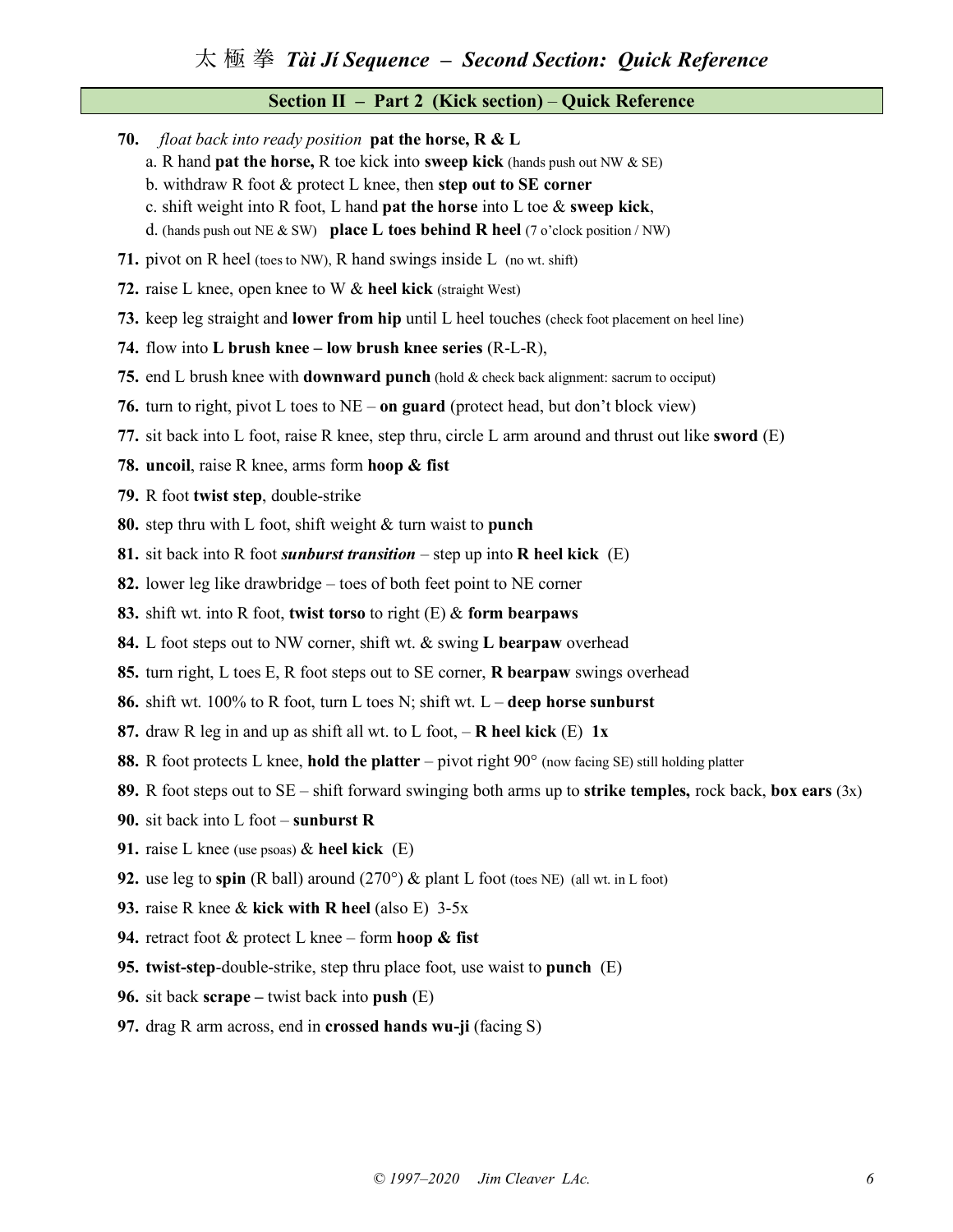# 太 極 拳 *Tài Jí Sequence – Second Section: Quick Reference*

## Section II – Part 2 (Kick section) – Quick Reference

**70.** *float back into ready position* **pat the horse, R & L**
a. R hand **pat the horse,** R toe kick into **sweep kick** (hands push out NW & SE)
b. withdraw R foot & protect L knee, then **step out to SE corner**
c. shift weight into R foot, L hand **pat the horse** into L toe & **sweep kick**,
d. (hands push out NE & SW) **place L toes behind R heel** (7 o'clock position / NW)

**71.** pivot on R heel (toes to NW), R hand swings inside L (no wt. shift)

**72.** raise L knee, open knee to W & **heel kick** (straight West)

**73.** keep leg straight and **lower from hip** until L heel touches (check foot placement on heel line)

**74.** flow into **L brush knee – low brush knee series** (R-L-R),

**75.** end L brush knee with **downward punch** (hold & check back alignment: sacrum to occiput)

**76.** turn to right, pivot L toes to NE – **on guard** (protect head, but don't block view)

**77.** sit back into L foot, raise R knee, step thru, circle L arm around and thrust out like **sword** (E)

**78.** **uncoil**, raise R knee, arms form **hoop & fist**

**79.** R foot **twist step**, double-strike

**80.** step thru with L foot, shift weight & turn waist to **punch**

**81.** sit back into R foot ***sunburst transition*** – step up into **R heel kick** (E)

**82.** lower leg like drawbridge – toes of both feet point to NE corner

**83.** shift wt. into R foot, **twist torso** to right (E) & **form bearpaws**

**84.** L foot steps out to NW corner, shift wt. & swing **L bearpaw** overhead

**85.** turn right, L toes E, R foot steps out to SE corner, **R bearpaw** swings overhead

**86.** shift wt. 100% to R foot, turn L toes N; shift wt. L – **deep horse sunburst**

**87.** draw R leg in and up as shift all wt. to L foot, – **R heel kick** (E) **1x**

**88.** R foot protects L knee, **hold the platter** – pivot right 90° (now facing SE) still holding platter

**89.** R foot steps out to SE – shift forward swinging both arms up to **strike temples,** rock back, **box ears** (3x)

**90.** sit back into L foot – **sunburst R**

**91.** raise L knee (use psoas) & **heel kick** (E)

**92.** use leg to **spin** (R ball) around (270°) & plant L foot (toes NE) (all wt. in L foot)

**93.** raise R knee & **kick with R heel** (also E) 3-5x

**94.** retract foot & protect L knee – form **hoop & fist**

**95.** **twist-step**-double-strike, step thru place foot, use waist to **punch** (E)

**96.** sit back **scrape –** twist back into **push** (E)

**97.** drag R arm across, end in **crossed hands wu-ji** (facing S)

*© 1997–2020 Jim Cleaver LAc.*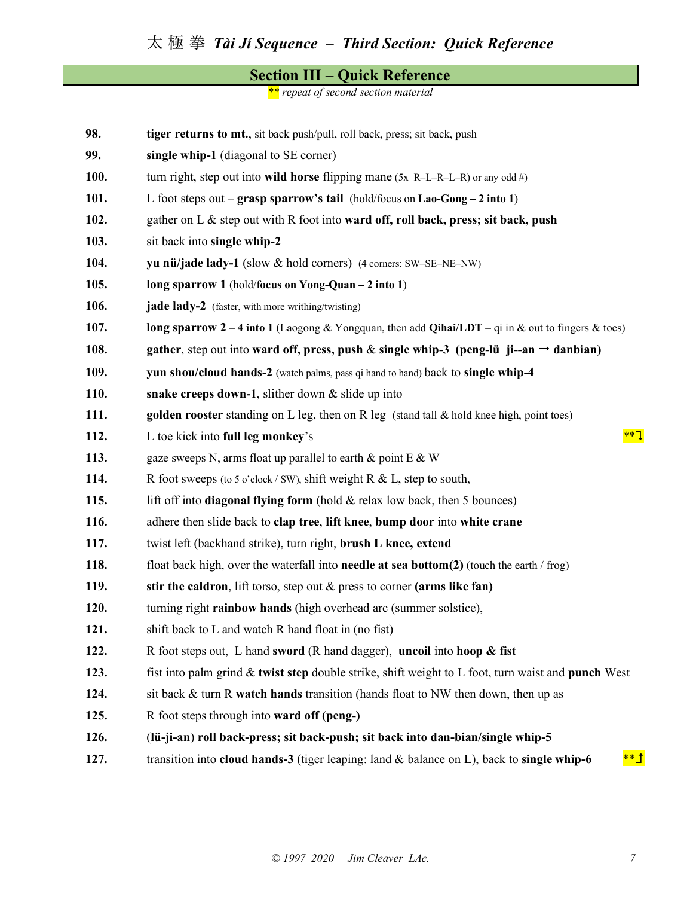## Section III – Quick Reference

** *repeat of second section material*

**98.** **tiger returns to mt.**, sit back push/pull, roll back, press; sit back, push

**99.** **single whip-1** (diagonal to SE corner)

**100.** turn right, step out into **wild horse** flipping mane (5x R–L–R–L–R) or any odd #)

**101.** L foot steps out – **grasp sparrow's tail** (hold/focus on **Lao-Gong – 2 into 1**)

**102.** gather on L & step out with R foot into **ward off, roll back, press; sit back, push**

**103.** sit back into **single whip-2**

**104.** **yu nü/jade lady-1** (slow & hold corners) (4 corners: SW–SE–NE–NW)

**105.** **long sparrow 1** (hold/**focus on Yong-Quan – 2 into 1**)

**106.** **jade lady-2** (faster, with more writhing/twisting)

**107.** **long sparrow 2** – **4 into 1** (Laogong & Yongquan, then add **Qihai/LDT** – qi in & out to fingers & toes)

**108.** **gather**, step out into **ward off, press, push** & **single whip-3 (peng-lü ji--an → danbian)**

**109.** **yun shou/cloud hands-2** (watch palms, pass qi hand to hand) back to **single whip-4**

**110.** **snake creeps down-1**, slither down & slide up into

**111.** **golden rooster** standing on L leg, then on R leg (stand tall & hold knee high, point toes)

**112.** L toe kick into **full leg monkey**'s **⤵

**113.** gaze sweeps N, arms float up parallel to earth & point E & W

**114.** R foot sweeps (to 5 o'clock / SW), shift weight R & L, step to south,

**115.** lift off into **diagonal flying form** (hold & relax low back, then 5 bounces)

**116.** adhere then slide back to **clap tree**, **lift knee**, **bump door** into **white crane**

**117.** twist left (backhand strike), turn right, **brush L knee, extend**

**118.** float back high, over the waterfall into **needle at sea bottom(2)** (touch the earth / frog)

**119.** **stir the caldron**, lift torso, step out & press to corner **(arms like fan)**

**120.** turning right **rainbow hands** (high overhead arc (summer solstice),

**121.** shift back to L and watch R hand float in (no fist)

**122.** R foot steps out, L hand **sword** (R hand dagger), **uncoil** into **hoop & fist**

**123.** fist into palm grind & **twist step** double strike, shift weight to L foot, turn waist and **punch** West

**124.** sit back & turn R **watch hands** transition (hands float to NW then down, then up as

**125.** R foot steps through into **ward off (peng-)**

**126.** (**lü-ji-an**) **roll back-press; sit back-push; sit back into dan-bian/single whip-5**

**127.** transition into **cloud hands-3** (tiger leaping: land & balance on L), back to **single whip-6** **⤴

© 1997–2020 Jim Cleaver LAc.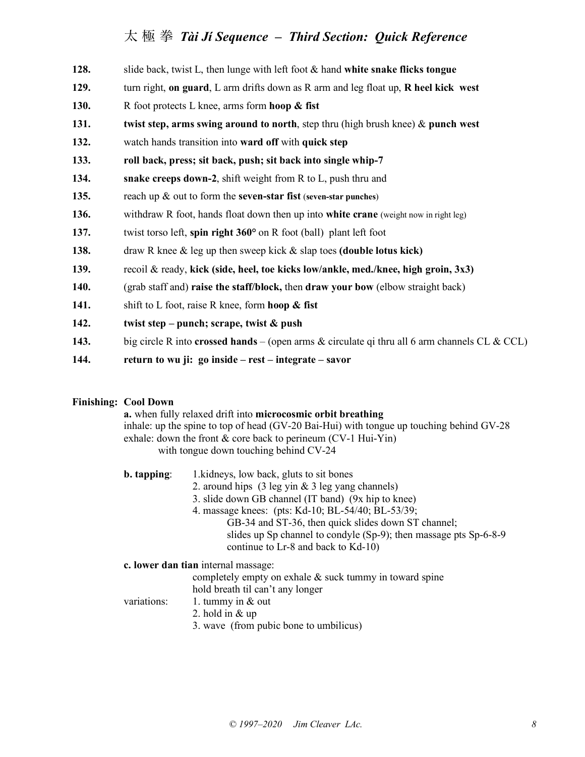# 太 極 拳 *Tài Jí Sequence – Third Section: Quick Reference*

**128.** slide back, twist L, then lunge with left foot & hand **white snake flicks tongue**

**129.** turn right, **on guard**, L arm drifts down as R arm and leg float up, **R heel kick west**

**130.** R foot protects L knee, arms form **hoop & fist**

**131.** **twist step, arms swing around to north**, step thru (high brush knee) & **punch west**

**132.** watch hands transition into **ward off** with **quick step**

**133.** **roll back, press; sit back, push; sit back into single whip-7**

**134.** **snake creeps down-2**, shift weight from R to L, push thru and

**135.** reach up & out to form the **seven-star fist** (**seven-star punches**)

**136.** withdraw R foot, hands float down then up into **white crane** (weight now in right leg)

**137.** twist torso left, **spin right 360°** on R foot (ball) plant left foot

**138.** draw R knee & leg up then sweep kick & slap toes **(double lotus kick)**

**139.** recoil & ready, **kick (side, heel, toe kicks low/ankle, med./knee, high groin, 3x3)**

**140.** (grab staff and) **raise the staff/block,** then **draw your bow** (elbow straight back)

**141.** shift to L foot, raise R knee, form **hoop & fist**

**142.** **twist step – punch; scrape, twist & push**

**143.** big circle R into **crossed hands** – (open arms & circulate qi thru all 6 arm channels CL & CCL)

**144.** **return to wu ji: go inside – rest – integrate – savor**

**Finishing: Cool Down**

**a.** when fully relaxed drift into **microcosmic orbit breathing**
inhale: up the spine to top of head (GV-20 Bai-Hui) with tongue up touching behind GV-28
exhale: down the front & core back to perineum (CV-1 Hui-Yin)
with tongue down touching behind CV-24

**b. tapping**:
1. kidneys, low back, gluts to sit bones
2. around hips (3 leg yin & 3 leg yang channels)
3. slide down GB channel (IT band) (9x hip to knee)
4. massage knees: (pts: Kd-10; BL-54/40; BL-53/39; GB-34 and ST-36, then quick slides down ST channel; slides up Sp channel to condyle (Sp-9); then massage pts Sp-6-8-9 continue to Lr-8 and back to Kd-10)

**c. lower dan tian** internal massage:
completely empty on exhale & suck tummy in toward spine
hold breath til can't any longer

variations:
1. tummy in & out
2. hold in & up
3. wave (from pubic bone to umbilicus)

*© 1997–2020 Jim Cleaver LAc.*